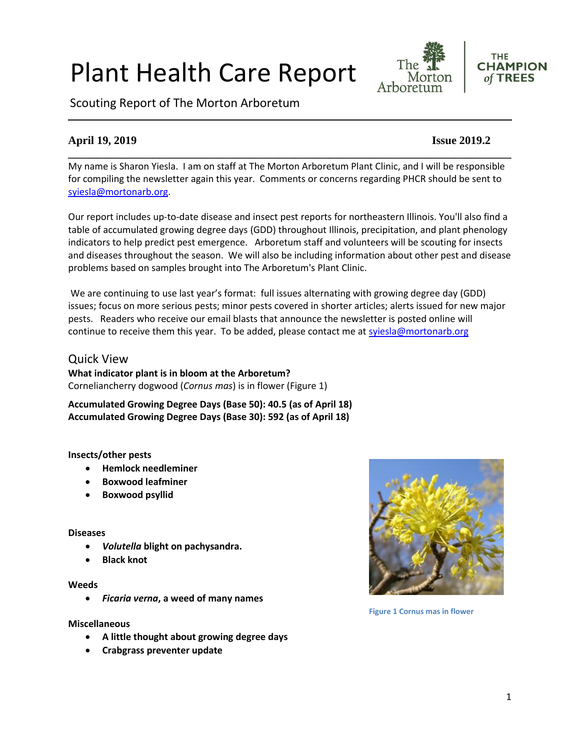# Plant Health Care Report

Scouting Report of The Morton Arboretum

**April 19, 2019** **Issue 2019.2**

My name is Sharon Yiesla. I am on staff at The Morton Arboretum Plant Clinic, and I will be responsible for compiling the newsletter again this year. Comments or concerns regarding PHCR should be sent to syiesla@mortonarb.org.

Our report includes up-to-date disease and insect pest reports for northeastern Illinois. You'll also find a table of accumulated growing degree days (GDD) throughout Illinois, precipitation, and plant phenology indicators to help predict pest emergence. Arboretum staff and volunteers will be scouting for insects and diseases throughout the season. We will also be including information about other pest and disease problems based on samples brought into The Arboretum's Plant Clinic.

We are continuing to use last year's format: full issues alternating with growing degree day (GDD) issues; focus on more serious pests; minor pests covered in shorter articles; alerts issued for new major pests. Readers who receive our email blasts that announce the newsletter is posted online will continue to receive them this year. To be added, please contact me at syiesla@mortonarb.org

## Quick View

**What indicator plant is in bloom at the Arboretum?**
Corneliancherry dogwood (*Cornus mas*) is in flower (Figure 1)

**Accumulated Growing Degree Days (Base 50): 40.5 (as of April 18)**
**Accumulated Growing Degree Days (Base 30): 592 (as of April 18)**

**Insects/other pests**

- **Hemlock needleminer**
- **Boxwood leafminer**
- **Boxwood psyllid**

**Diseases**

- ***Volutella* blight on pachysandra.**
- **Black knot**

**Weeds**

- ***Ficaria verna*, a weed of many names**

**Miscellaneous**

- **A little thought about growing degree days**
- **Crabgrass preventer update**

Figure 1 Cornus mas in flower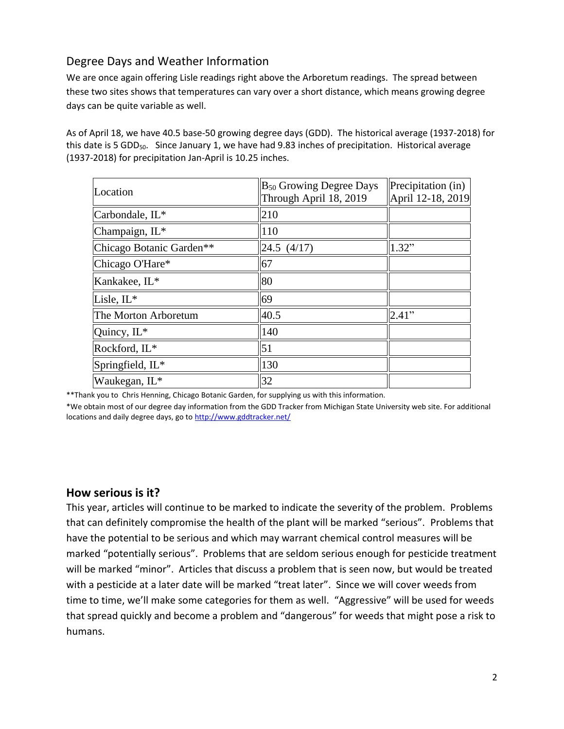## Degree Days and Weather Information

We are once again offering Lisle readings right above the Arboretum readings. The spread between these two sites shows that temperatures can vary over a short distance, which means growing degree days can be quite variable as well.

As of April 18, we have 40.5 base-50 growing degree days (GDD). The historical average (1937-2018) for this date is 5 $GDD_{50}$. Since January 1, we have had 9.83 inches of precipitation. Historical average (1937-2018) for precipitation Jan-April is 10.25 inches.

| Location | $B_{50}$ Growing Degree Days Through April 18, 2019 | Precipitation (in) April 12-18, 2019 |
|---|---|---|
| Carbondale, IL* | 210 | |
| Champaign, IL* | 110 | |
| Chicago Botanic Garden** | 24.5 (4/17) | 1.32" |
| Chicago O'Hare* | 67 | |
| Kankakee, IL* | 80 | |
| Lisle, IL* | 69 | |
| The Morton Arboretum | 40.5 | 2.41" |
| Quincy, IL* | 140 | |
| Rockford, IL* | 51 | |
| Springfield, IL* | 130 | |
| Waukegan, IL* | 32 | |

**Thank you to Chris Henning, Chicago Botanic Garden, for supplying us with this information.

*We obtain most of our degree day information from the GDD Tracker from Michigan State University web site. For additional locations and daily degree days, go to http://www.gddtracker.net/

## How serious is it?

This year, articles will continue to be marked to indicate the severity of the problem. Problems that can definitely compromise the health of the plant will be marked "serious". Problems that have the potential to be serious and which may warrant chemical control measures will be marked "potentially serious". Problems that are seldom serious enough for pesticide treatment will be marked "minor". Articles that discuss a problem that is seen now, but would be treated with a pesticide at a later date will be marked "treat later". Since we will cover weeds from time to time, we'll make some categories for them as well. "Aggressive" will be used for weeds that spread quickly and become a problem and "dangerous" for weeds that might pose a risk to humans.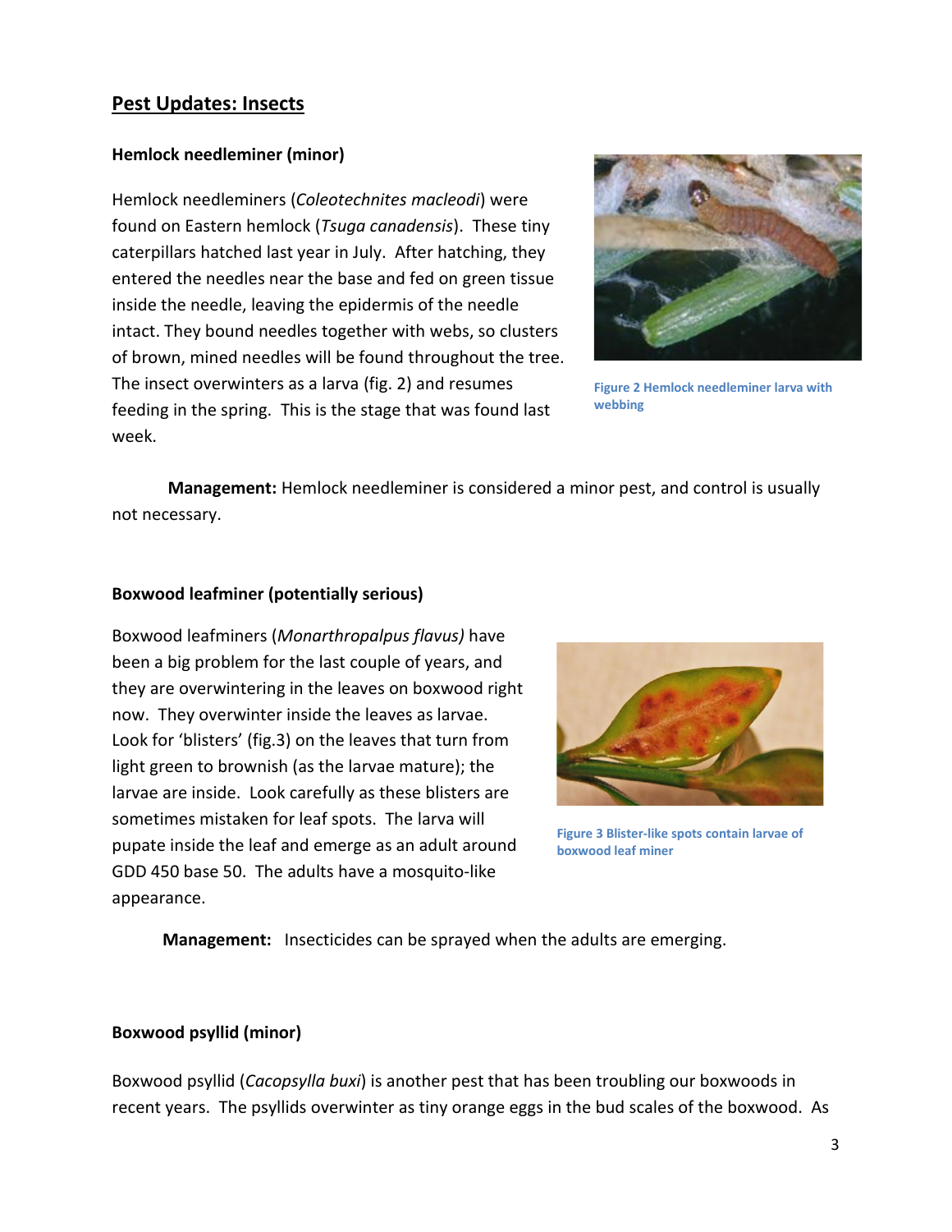## Pest Updates: Insects

### Hemlock needleminer (minor)

Hemlock needleminers (*Coleotechnites macleodi*) were found on Eastern hemlock (*Tsuga canadensis*). These tiny caterpillars hatched last year in July. After hatching, they entered the needles near the base and fed on green tissue inside the needle, leaving the epidermis of the needle intact. They bound needles together with webs, so clusters of brown, mined needles will be found throughout the tree. The insect overwinters as a larva (fig. 2) and resumes feeding in the spring. This is the stage that was found last week.

Figure 2 Hemlock needleminer larva with webbing

**Management:** Hemlock needleminer is considered a minor pest, and control is usually not necessary.

### Boxwood leafminer (potentially serious)

Boxwood leafminers (*Monarthropalpus flavus)* have been a big problem for the last couple of years, and they are overwintering in the leaves on boxwood right now. They overwinter inside the leaves as larvae. Look for 'blisters' (fig.3) on the leaves that turn from light green to brownish (as the larvae mature); the larvae are inside. Look carefully as these blisters are sometimes mistaken for leaf spots. The larva will pupate inside the leaf and emerge as an adult around GDD 450 base 50. The adults have a mosquito-like appearance.

Figure 3 Blister-like spots contain larvae of boxwood leaf miner

**Management:** Insecticides can be sprayed when the adults are emerging.

### Boxwood psyllid (minor)

Boxwood psyllid (*Cacopsylla buxi*) is another pest that has been troubling our boxwoods in recent years. The psyllids overwinter as tiny orange eggs in the bud scales of the boxwood. As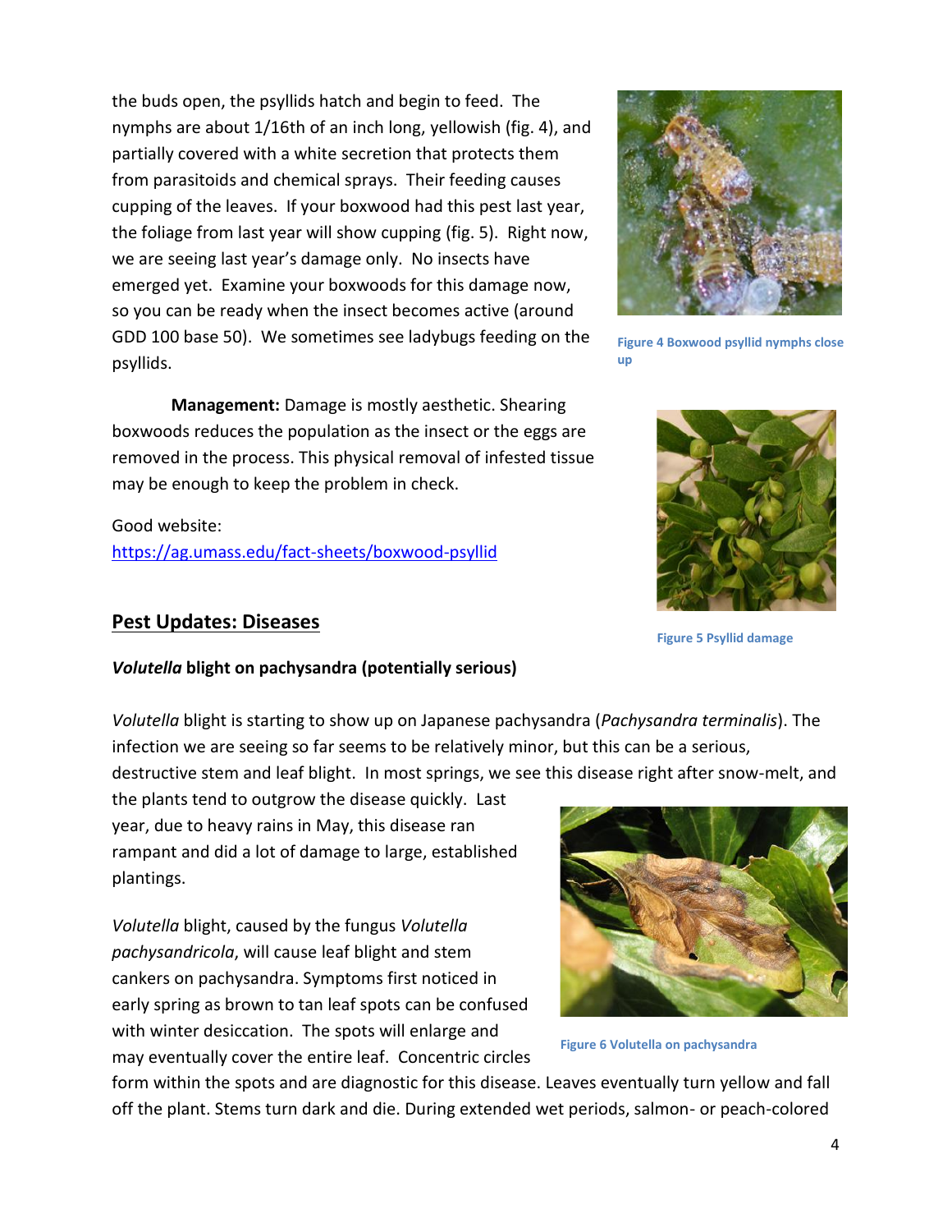the buds open, the psyllids hatch and begin to feed. The nymphs are about 1/16th of an inch long, yellowish (fig. 4), and partially covered with a white secretion that protects them from parasitoids and chemical sprays. Their feeding causes cupping of the leaves. If your boxwood had this pest last year, the foliage from last year will show cupping (fig. 5). Right now, we are seeing last year's damage only. No insects have emerged yet. Examine your boxwoods for this damage now, so you can be ready when the insect becomes active (around GDD 100 base 50). We sometimes see ladybugs feeding on the psyllids.

Figure 4 Boxwood psyllid nymphs close up

**Management:** Damage is mostly aesthetic. Shearing boxwoods reduces the population as the insect or the eggs are removed in the process. This physical removal of infested tissue may be enough to keep the problem in check.

Good website:
https://ag.umass.edu/fact-sheets/boxwood-psyllid

Figure 5 Psyllid damage

## Pest Updates: Diseases

### *Volutella* blight on pachysandra (potentially serious)

*Volutella* blight is starting to show up on Japanese pachysandra (*Pachysandra terminalis*). The infection we are seeing so far seems to be relatively minor, but this can be a serious, destructive stem and leaf blight. In most springs, we see this disease right after snow-melt, and the plants tend to outgrow the disease quickly. Last year, due to heavy rains in May, this disease ran rampant and did a lot of damage to large, established plantings.

*Volutella* blight, caused by the fungus *Volutella pachysandricola*, will cause leaf blight and stem cankers on pachysandra. Symptoms first noticed in early spring as brown to tan leaf spots can be confused with winter desiccation. The spots will enlarge and may eventually cover the entire leaf. Concentric circles form within the spots and are diagnostic for this disease. Leaves eventually turn yellow and fall off the plant. Stems turn dark and die. During extended wet periods, salmon- or peach-colored

Figure 6 Volutella on pachysandra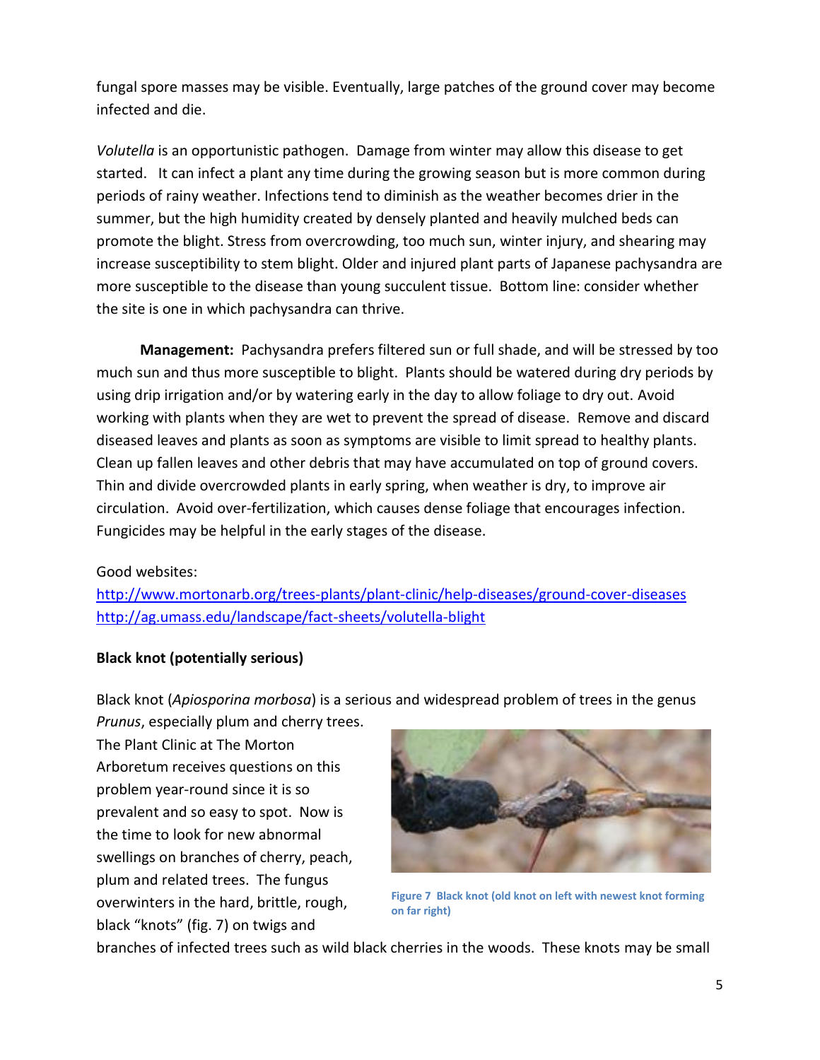fungal spore masses may be visible. Eventually, large patches of the ground cover may become infected and die.

*Volutella* is an opportunistic pathogen. Damage from winter may allow this disease to get started. It can infect a plant any time during the growing season but is more common during periods of rainy weather. Infections tend to diminish as the weather becomes drier in the summer, but the high humidity created by densely planted and heavily mulched beds can promote the blight. Stress from overcrowding, too much sun, winter injury, and shearing may increase susceptibility to stem blight. Older and injured plant parts of Japanese pachysandra are more susceptible to the disease than young succulent tissue. Bottom line: consider whether the site is one in which pachysandra can thrive.

**Management:** Pachysandra prefers filtered sun or full shade, and will be stressed by too much sun and thus more susceptible to blight. Plants should be watered during dry periods by using drip irrigation and/or by watering early in the day to allow foliage to dry out. Avoid working with plants when they are wet to prevent the spread of disease. Remove and discard diseased leaves and plants as soon as symptoms are visible to limit spread to healthy plants. Clean up fallen leaves and other debris that may have accumulated on top of ground covers. Thin and divide overcrowded plants in early spring, when weather is dry, to improve air circulation. Avoid over-fertilization, which causes dense foliage that encourages infection. Fungicides may be helpful in the early stages of the disease.

Good websites:
http://www.mortonarb.org/trees-plants/plant-clinic/help-diseases/ground-cover-diseases
http://ag.umass.edu/landscape/fact-sheets/volutella-blight

**Black knot (potentially serious)**

Black knot (*Apiosporina morbosa*) is a serious and widespread problem of trees in the genus *Prunus*, especially plum and cherry trees. The Plant Clinic at The Morton Arboretum receives questions on this problem year-round since it is so prevalent and so easy to spot. Now is the time to look for new abnormal swellings on branches of cherry, peach, plum and related trees. The fungus overwinters in the hard, brittle, rough, black "knots" (fig. 7) on twigs and branches of infected trees such as wild black cherries in the woods. These knots may be small

Figure 7 Black knot (old knot on left with newest knot forming on far right)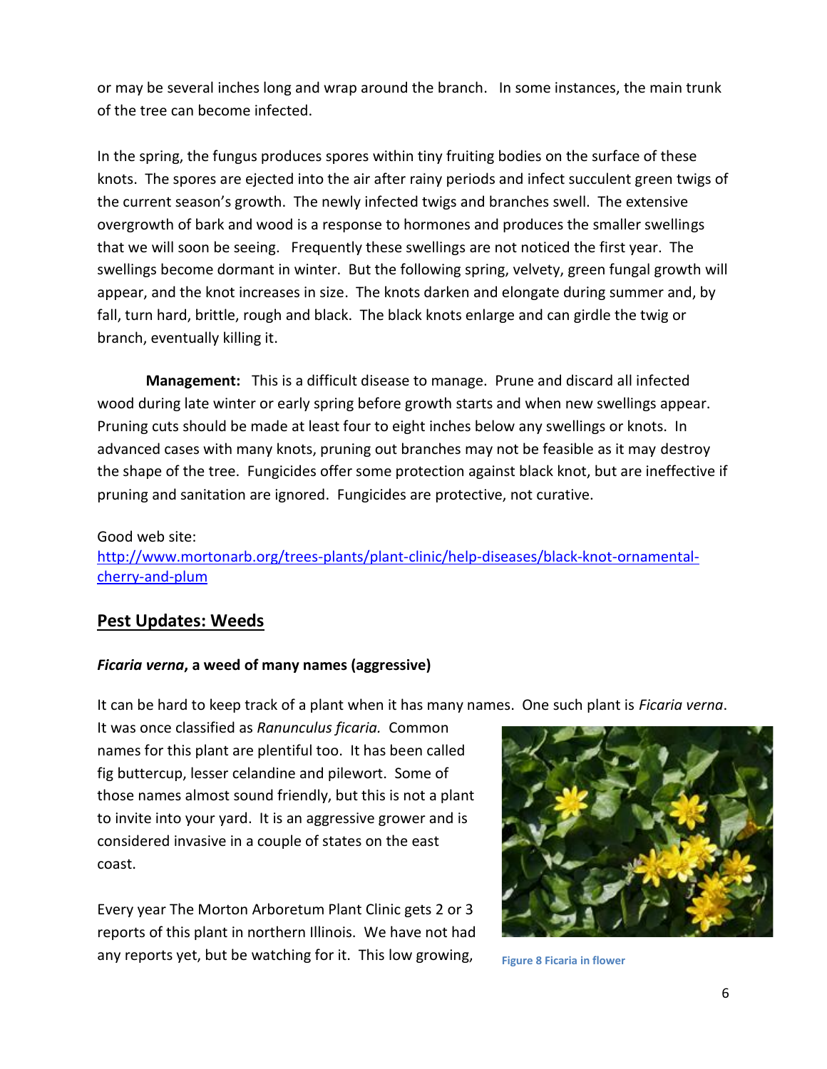or may be several inches long and wrap around the branch.   In some instances, the main trunk of the tree can become infected.

In the spring, the fungus produces spores within tiny fruiting bodies on the surface of these knots.  The spores are ejected into the air after rainy periods and infect succulent green twigs of the current season's growth.  The newly infected twigs and branches swell.  The extensive overgrowth of bark and wood is a response to hormones and produces the smaller swellings that we will soon be seeing.   Frequently these swellings are not noticed the first year.  The swellings become dormant in winter.  But the following spring, velvety, green fungal growth will appear, and the knot increases in size.  The knots darken and elongate during summer and, by fall, turn hard, brittle, rough and black.  The black knots enlarge and can girdle the twig or branch, eventually killing it.

**Management:**  This is a difficult disease to manage.  Prune and discard all infected wood during late winter or early spring before growth starts and when new swellings appear.  Pruning cuts should be made at least four to eight inches below any swellings or knots.  In advanced cases with many knots, pruning out branches may not be feasible as it may destroy the shape of the tree.  Fungicides offer some protection against black knot, but are ineffective if pruning and sanitation are ignored.  Fungicides are protective, not curative.

Good web site:
[http://www.mortonarb.org/trees-plants/plant-clinic/help-diseases/black-knot-ornamental-cherry-and-plum](http://www.mortonarb.org/trees-plants/plant-clinic/help-diseases/black-knot-ornamental-cherry-and-plum)

## Pest Updates: Weeds

### *Ficaria verna*, a weed of many names (aggressive)

It can be hard to keep track of a plant when it has many names.  One such plant is *Ficaria verna*. It was once classified as *Ranunculus ficaria.*  Common names for this plant are plentiful too.  It has been called fig buttercup, lesser celandine and pilewort.  Some of those names almost sound friendly, but this is not a plant to invite into your yard.  It is an aggressive grower and is considered invasive in a couple of states on the east coast.

Figure 8 Ficaria in flower

Every year The Morton Arboretum Plant Clinic gets 2 or 3 reports of this plant in northern Illinois.  We have not had any reports yet, but be watching for it.  This low growing,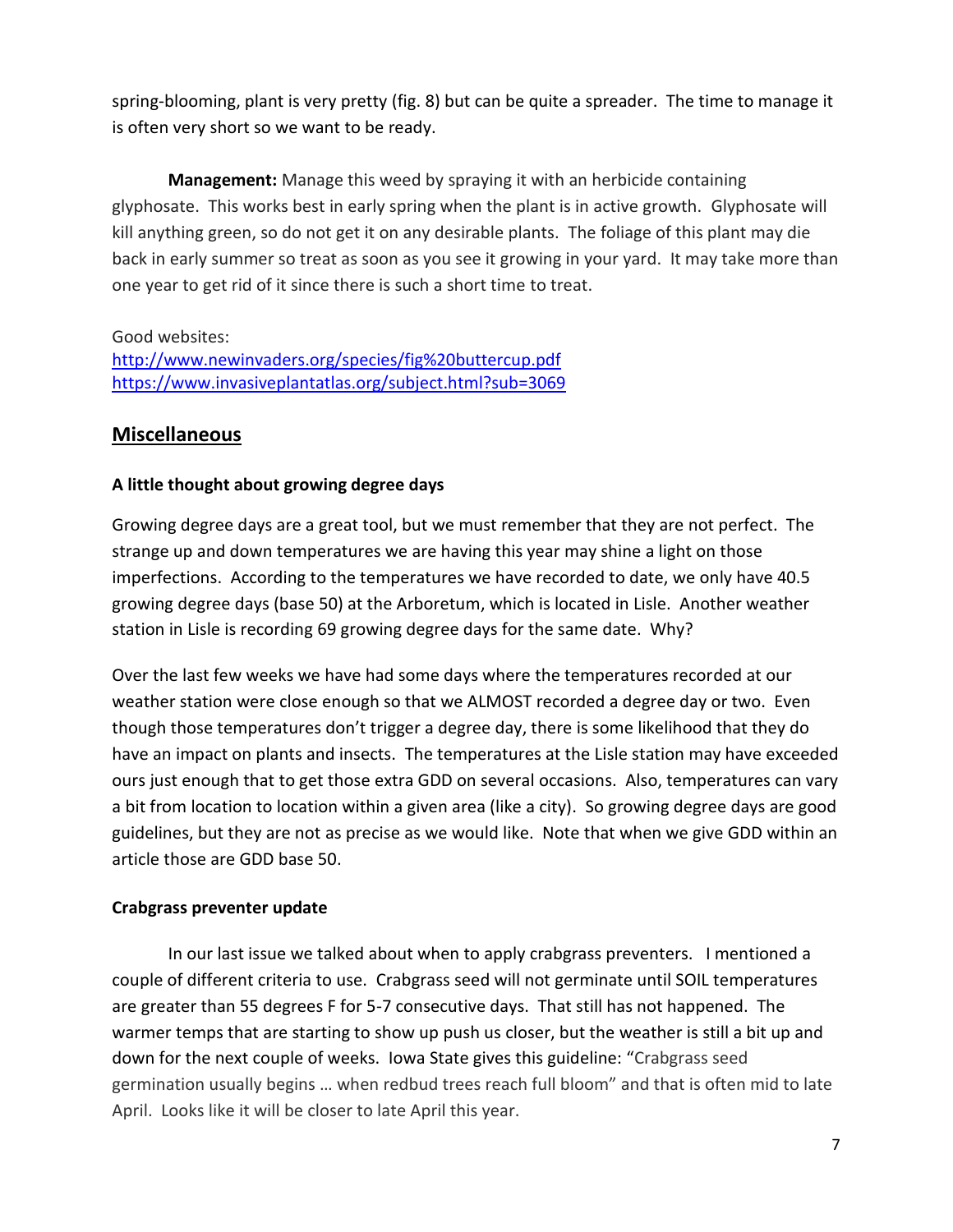spring-blooming, plant is very pretty (fig. 8) but can be quite a spreader. The time to manage it is often very short so we want to be ready.

**Management:** Manage this weed by spraying it with an herbicide containing glyphosate. This works best in early spring when the plant is in active growth. Glyphosate will kill anything green, so do not get it on any desirable plants. The foliage of this plant may die back in early summer so treat as soon as you see it growing in your yard. It may take more than one year to get rid of it since there is such a short time to treat.

Good websites:
[http://www.newinvaders.org/species/fig%20buttercup.pdf](http://www.newinvaders.org/species/fig%20buttercup.pdf)
[https://www.invasiveplantatlas.org/subject.html?sub=3069](https://www.invasiveplantatlas.org/subject.html?sub=3069)

## Miscellaneous

### A little thought about growing degree days

Growing degree days are a great tool, but we must remember that they are not perfect. The strange up and down temperatures we are having this year may shine a light on those imperfections. According to the temperatures we have recorded to date, we only have 40.5 growing degree days (base 50) at the Arboretum, which is located in Lisle. Another weather station in Lisle is recording 69 growing degree days for the same date. Why?

Over the last few weeks we have had some days where the temperatures recorded at our weather station were close enough so that we ALMOST recorded a degree day or two. Even though those temperatures don't trigger a degree day, there is some likelihood that they do have an impact on plants and insects. The temperatures at the Lisle station may have exceeded ours just enough that to get those extra GDD on several occasions. Also, temperatures can vary a bit from location to location within a given area (like a city). So growing degree days are good guidelines, but they are not as precise as we would like. Note that when we give GDD within an article those are GDD base 50.

### Crabgrass preventer update

In our last issue we talked about when to apply crabgrass preventers. I mentioned a couple of different criteria to use. Crabgrass seed will not germinate until SOIL temperatures are greater than 55 degrees F for 5-7 consecutive days. That still has not happened. The warmer temps that are starting to show up push us closer, but the weather is still a bit up and down for the next couple of weeks. Iowa State gives this guideline: "Crabgrass seed germination usually begins … when redbud trees reach full bloom" and that is often mid to late April. Looks like it will be closer to late April this year.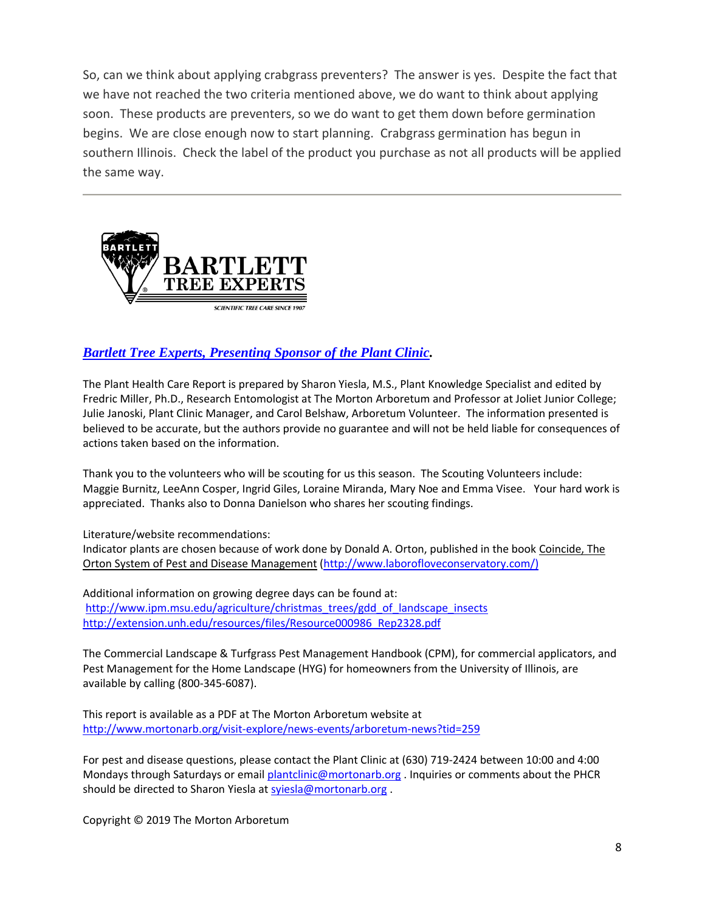So, can we think about applying crabgrass preventers? The answer is yes. Despite the fact that we have not reached the two criteria mentioned above, we do want to think about applying soon. These products are preventers, so we do want to get them down before germination begins. We are close enough now to start planning. Crabgrass germination has begun in southern Illinois. Check the label of the product you purchase as not all products will be applied the same way.

---

BARTLETT TREE EXPERTS
SCIENTIFIC TREE CARE SINCE 1907

***[Bartlett Tree Experts, Presenting Sponsor of the Plant Clinic](#).***

The Plant Health Care Report is prepared by Sharon Yiesla, M.S., Plant Knowledge Specialist and edited by Fredric Miller, Ph.D., Research Entomologist at The Morton Arboretum and Professor at Joliet Junior College; Julie Janoski, Plant Clinic Manager, and Carol Belshaw, Arboretum Volunteer. The information presented is believed to be accurate, but the authors provide no guarantee and will not be held liable for consequences of actions taken based on the information.

Thank you to the volunteers who will be scouting for us this season. The Scouting Volunteers include: Maggie Burnitz, LeeAnn Cosper, Ingrid Giles, Loraine Miranda, Mary Noe and Emma Visee. Your hard work is appreciated. Thanks also to Donna Danielson who shares her scouting findings.

Literature/website recommendations:
Indicator plants are chosen because of work done by Donald A. Orton, published in the book Coincide, The Orton System of Pest and Disease Management (http://www.laborofloveconservatory.com/)

Additional information on growing degree days can be found at:
http://www.ipm.msu.edu/agriculture/christmas_trees/gdd_of_landscape_insects
http://extension.unh.edu/resources/files/Resource000986_Rep2328.pdf

The Commercial Landscape & Turfgrass Pest Management Handbook (CPM), for commercial applicators, and Pest Management for the Home Landscape (HYG) for homeowners from the University of Illinois, are available by calling (800-345-6087).

This report is available as a PDF at The Morton Arboretum website at
http://www.mortonarb.org/visit-explore/news-events/arboretum-news?tid=259

For pest and disease questions, please contact the Plant Clinic at (630) 719-2424 between 10:00 and 4:00 Mondays through Saturdays or email plantclinic@mortonarb.org . Inquiries or comments about the PHCR should be directed to Sharon Yiesla at syiesla@mortonarb.org .

Copyright © 2019 The Morton Arboretum